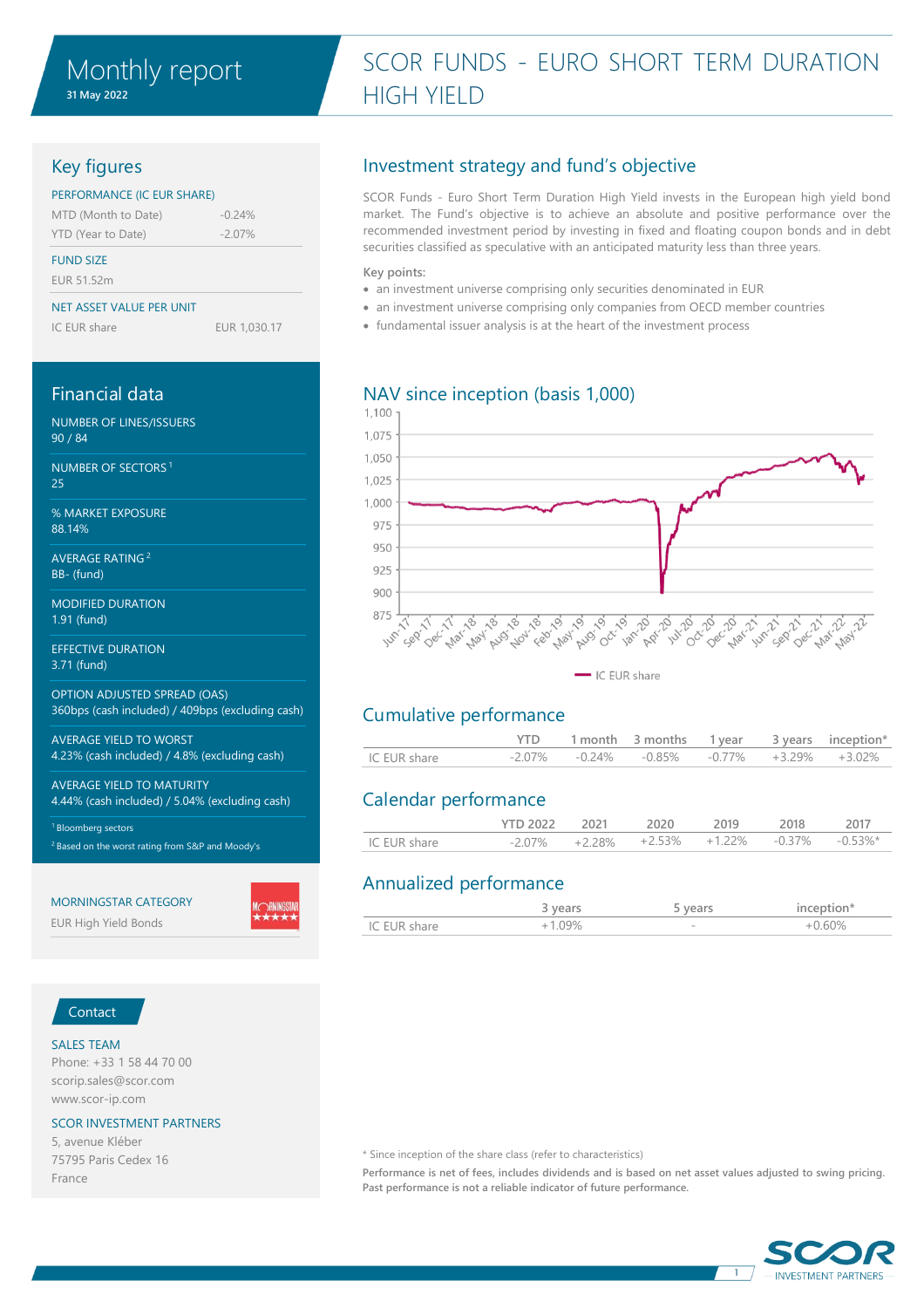# Monthly report

31 May 2022

# SCOR FUNDS - EURO SHORT TERM DURATION HIGH YIELD

## Key figures

PERFORMANCE (IC EUR SHARE)

| | |
|---|---|
| MTD (Month to Date) | -0.24% |
| YTD (Year to Date) | -2.07% |

FUND SIZE

EUR 51.52m

NET ASSET VALUE PER UNIT

| | |
|---|---|
| IC EUR share | EUR 1,030.17 |

## Financial data

NUMBER OF LINES/ISSUERS
90 / 84

NUMBER OF SECTORS [1]
25

% MARKET EXPOSURE
88.14%

AVERAGE RATING [2]
BB- (fund)

MODIFIED DURATION
1.91 (fund)

EFFECTIVE DURATION
3.71 (fund)

OPTION ADJUSTED SPREAD (OAS)
360bps (cash included) / 409bps (excluding cash)

AVERAGE YIELD TO WORST
4.23% (cash included) / 4.8% (excluding cash)

AVERAGE YIELD TO MATURITY
4.44% (cash included) / 5.04% (excluding cash)

[1] Bloomberg sectors

[2] Based on the worst rating from S&P and Moody's

MORNINGSTAR CATEGORY

EUR High Yield Bonds

## Contact

SALES TEAM
Phone: +33 1 58 44 70 00
scorip.sales@scor.com
www.scor-ip.com

SCOR INVESTMENT PARTNERS
5, avenue Kléber
75795 Paris Cedex 16
France

## Investment strategy and fund's objective

SCOR Funds - Euro Short Term Duration High Yield invests in the European high yield bond market. The Fund's objective is to achieve an absolute and positive performance over the recommended investment period by investing in fixed and floating coupon bonds and in debt securities classified as speculative with an anticipated maturity less than three years.

Key points:

- an investment universe comprising only securities denominated in EUR
- an investment universe comprising only companies from OECD member countries
- fundamental issuer analysis is at the heart of the investment process

## NAV since inception (basis 1,000)

IC EUR share

## Cumulative performance

| | YTD | 1 month | 3 months | 1 year | 3 years | inception* |
|---|---|---|---|---|---|---|
| IC EUR share | -2.07% | -0.24% | -0.85% | -0.77% | +3.29% | +3.02% |

## Calendar performance

| | YTD 2022 | 2021 | 2020 | 2019 | 2018 | 2017 |
|---|---|---|---|---|---|---|
| IC EUR share | -2.07% | +2.28% | +2.53% | +1.22% | -0.37% | -0.53%* |

## Annualized performance

| | 3 years | 5 years | inception* |
|---|---|---|---|
| IC EUR share | +1.09% | - | +0.60% |

\* Since inception of the share class (refer to characteristics)

**Performance is net of fees, includes dividends and is based on net asset values adjusted to swing pricing. Past performance is not a reliable indicator of future performance.**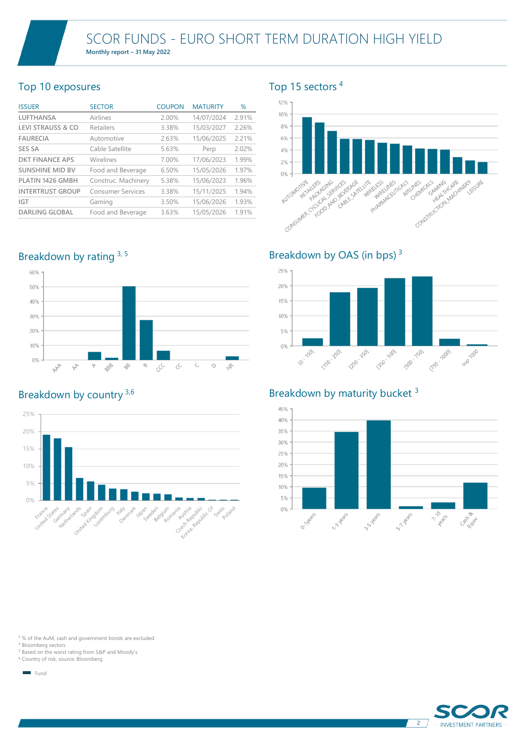# SCOR FUNDS - EURO SHORT TERM DURATION HIGH YIELD

**Monthly report – 31 May 2022**

## Top 10 exposures

| ISSUER | SECTOR | COUPON | MATURITY | % |
|---|---|---|---|---|
| LUFTHANSA | Airlines | 2.00% | 14/07/2024 | 2.91% |
| LEVI STRAUSS & CO | Retailers | 3.38% | 15/03/2027 | 2.26% |
| FAURECIA | Automotive | 2.63% | 15/06/2025 | 2.21% |
| SES SA | Cable Satellite | 5.63% | Perp | 2.02% |
| DKT FINANCE APS | Wirelines | 7.00% | 17/06/2023 | 1.99% |
| SUNSHINE MID BV | Food and Beverage | 6.50% | 15/05/2026 | 1.97% |
| PLATIN 1426 GMBH | Construc. Machinery | 5.38% | 15/06/2023 | 1.96% |
| INTERTRUST GROUP | Consumer Services | 3.38% | 15/11/2025 | 1.94% |
| IGT | Gaming | 3.50% | 15/06/2026 | 1.93% |
| DARLING GLOBAL | Food and Beverage | 3.63% | 15/05/2026 | 1.91% |

## Top 15 sectors [4]

## Breakdown by rating [3, 5]

## Breakdown by OAS (in bps) [3]

## Breakdown by country [3,6]

## Breakdown by maturity bucket [3]

[3] % of the AuM, cash and government bonds are excluded
[4] Bloomberg sectors
[5] Based on the worst rating from S&P and Moody's
[6] Country of risk, source: Bloomberg

Fund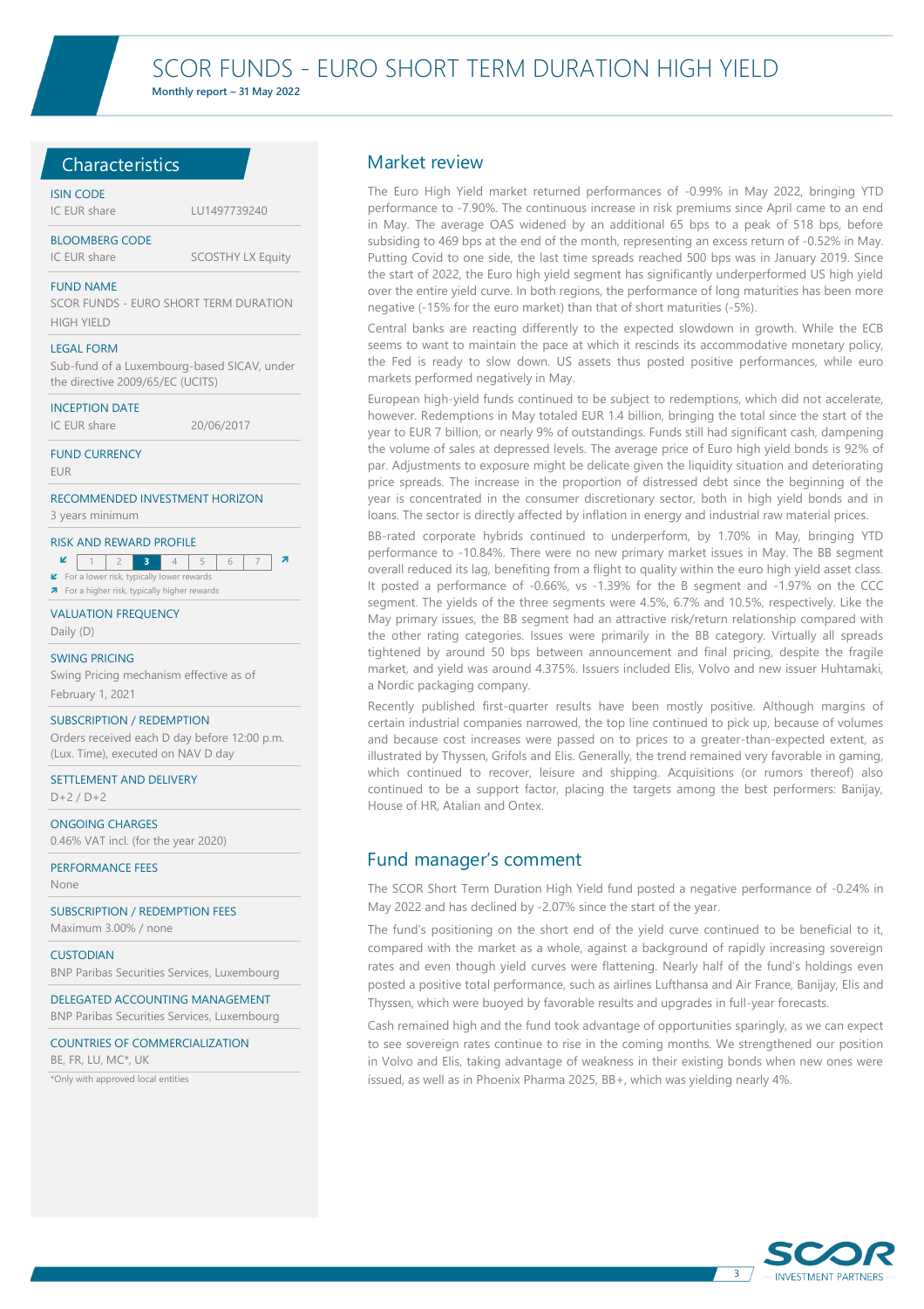# SCOR FUNDS - EURO SHORT TERM DURATION HIGH YIELD

**Monthly report – 31 May 2022**

## Characteristics

**ISIN CODE**
IC EUR share LU1497739240

**BLOOMBERG CODE**
IC EUR share SCOSTHY LX Equity

**FUND NAME**
SCOR FUNDS - EURO SHORT TERM DURATION HIGH YIELD

**LEGAL FORM**
Sub-fund of a Luxembourg-based SICAV, under the directive 2009/65/EC (UCITS)

**INCEPTION DATE**
IC EUR share 20/06/2017

**FUND CURRENCY**
EUR

**RECOMMENDED INVESTMENT HORIZON**
3 years minimum

**RISK AND REWARD PROFILE**

| 1 | 2 | **3** | 4 | 5 | 6 | 7 |
|---|---|---|---|---|---|---|

For a lower risk, typically lower rewards
For a higher risk, typically higher rewards

**VALUATION FREQUENCY**
Daily (D)

**SWING PRICING**
Swing Pricing mechanism effective as of February 1, 2021

**SUBSCRIPTION / REDEMPTION**
Orders received each D day before 12:00 p.m. (Lux. Time), executed on NAV D day

**SETTLEMENT AND DELIVERY**
D+2 / D+2

**ONGOING CHARGES**
0.46% VAT incl. (for the year 2020)

**PERFORMANCE FEES**
None

**SUBSCRIPTION / REDEMPTION FEES**
Maximum 3.00% / none

**CUSTODIAN**
BNP Paribas Securities Services, Luxembourg

**DELEGATED ACCOUNTING MANAGEMENT**
BNP Paribas Securities Services, Luxembourg

**COUNTRIES OF COMMERCIALIZATION**
BE, FR, LU, MC*, UK

*Only with approved local entities

## Market review

The Euro High Yield market returned performances of -0.99% in May 2022, bringing YTD performance to -7.90%. The continuous increase in risk premiums since April came to an end in May. The average OAS widened by an additional 65 bps to a peak of 518 bps, before subsiding to 469 bps at the end of the month, representing an excess return of -0.52% in May. Putting Covid to one side, the last time spreads reached 500 bps was in January 2019. Since the start of 2022, the Euro high yield segment has significantly underperformed US high yield over the entire yield curve. In both regions, the performance of long maturities has been more negative (-15% for the euro market) than that of short maturities (-5%).

Central banks are reacting differently to the expected slowdown in growth. While the ECB seems to want to maintain the pace at which it rescinds its accommodative monetary policy, the Fed is ready to slow down. US assets thus posted positive performances, while euro markets performed negatively in May.

European high-yield funds continued to be subject to redemptions, which did not accelerate, however. Redemptions in May totaled EUR 1.4 billion, bringing the total since the start of the year to EUR 7 billion, or nearly 9% of outstandings. Funds still had significant cash, dampening the volume of sales at depressed levels. The average price of Euro high yield bonds is 92% of par. Adjustments to exposure might be delicate given the liquidity situation and deteriorating price spreads. The increase in the proportion of distressed debt since the beginning of the year is concentrated in the consumer discretionary sector, both in high yield bonds and in loans. The sector is directly affected by inflation in energy and industrial raw material prices.

BB-rated corporate hybrids continued to underperform, by 1.70% in May, bringing YTD performance to -10.84%. There were no new primary market issues in May. The BB segment overall reduced its lag, benefiting from a flight to quality within the euro high yield asset class. It posted a performance of -0.66%, vs -1.39% for the B segment and -1.97% on the CCC segment. The yields of the three segments were 4.5%, 6.7% and 10.5%, respectively. Like the May primary issues, the BB segment had an attractive risk/return relationship compared with the other rating categories. Issues were primarily in the BB category. Virtually all spreads tightened by around 50 bps between announcement and final pricing, despite the fragile market, and yield was around 4.375%. Issuers included Elis, Volvo and new issuer Huhtamaki, a Nordic packaging company.

Recently published first-quarter results have been mostly positive. Although margins of certain industrial companies narrowed, the top line continued to pick up, because of volumes and because cost increases were passed on to prices to a greater-than-expected extent, as illustrated by Thyssen, Grifols and Elis. Generally, the trend remained very favorable in gaming, which continued to recover, leisure and shipping. Acquisitions (or rumors thereof) also continued to be a support factor, placing the targets among the best performers: Banijay, House of HR, Atalian and Ontex.

## Fund manager's comment

The SCOR Short Term Duration High Yield fund posted a negative performance of -0.24% in May 2022 and has declined by -2.07% since the start of the year.

The fund's positioning on the short end of the yield curve continued to be beneficial to it, compared with the market as a whole, against a background of rapidly increasing sovereign rates and even though yield curves were flattening. Nearly half of the fund's holdings even posted a positive total performance, such as airlines Lufthansa and Air France, Banijay, Elis and Thyssen, which were buoyed by favorable results and upgrades in full-year forecasts.

Cash remained high and the fund took advantage of opportunities sparingly, as we can expect to see sovereign rates continue to rise in the coming months. We strengthened our position in Volvo and Elis, taking advantage of weakness in their existing bonds when new ones were issued, as well as in Phoenix Pharma 2025, BB+, which was yielding nearly 4%.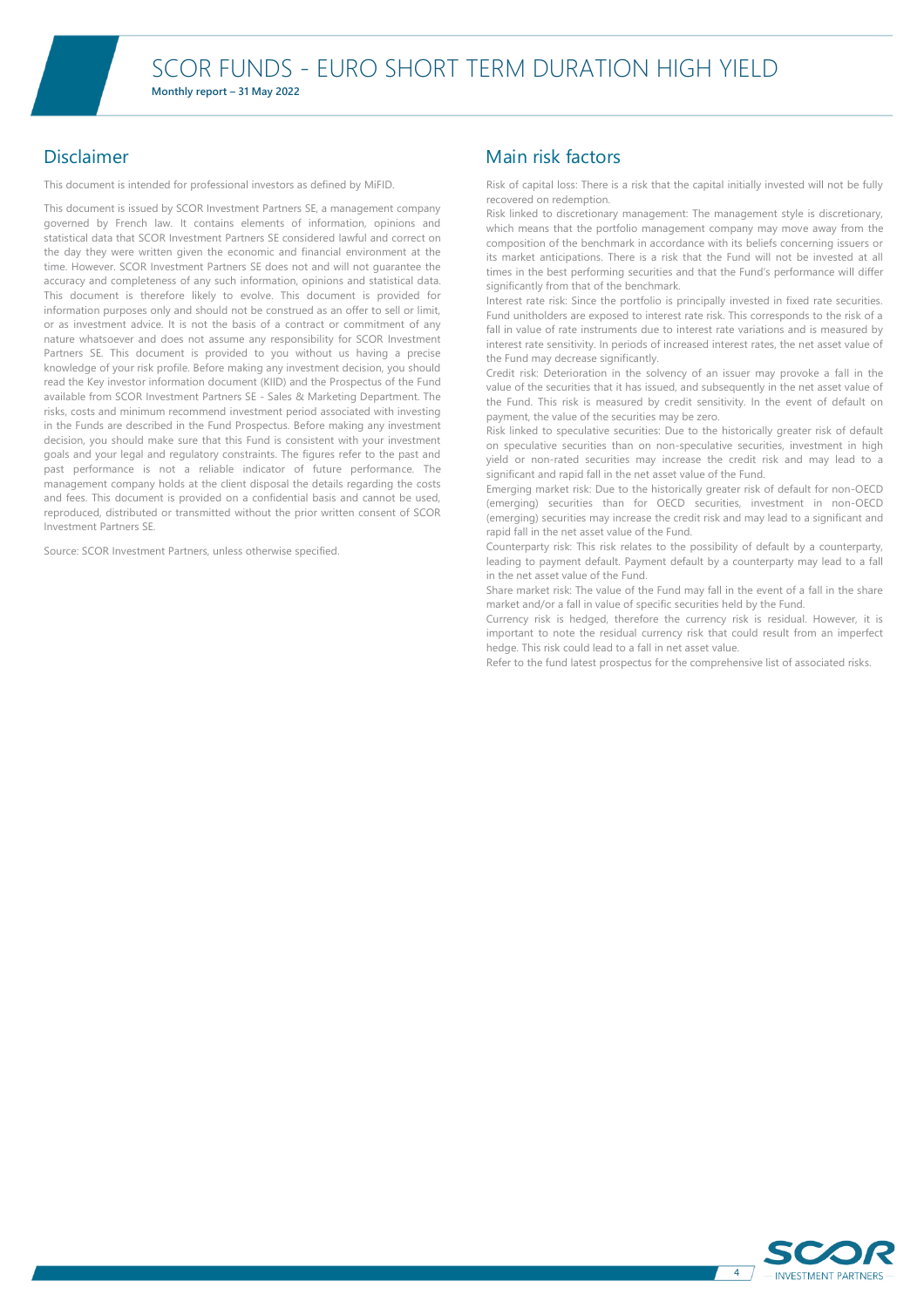## Disclaimer

This document is intended for professional investors as defined by MiFID.

This document is issued by SCOR Investment Partners SE, a management company governed by French law. It contains elements of information, opinions and statistical data that SCOR Investment Partners SE considered lawful and correct on the day they were written given the economic and financial environment at the time. However, SCOR Investment Partners SE does not and will not guarantee the accuracy and completeness of any such information, opinions and statistical data. This document is therefore likely to evolve. This document is provided for information purposes only and should not be construed as an offer to sell or limit, or as investment advice. It is not the basis of a contract or commitment of any nature whatsoever and does not assume any responsibility for SCOR Investment Partners SE. This document is provided to you without us having a precise knowledge of your risk profile. Before making any investment decision, you should read the Key investor information document (KIID) and the Prospectus of the Fund available from SCOR Investment Partners SE - Sales & Marketing Department. The risks, costs and minimum recommend investment period associated with investing in the Funds are described in the Fund Prospectus. Before making any investment decision, you should make sure that this Fund is consistent with your investment goals and your legal and regulatory constraints. The figures refer to the past and past performance is not a reliable indicator of future performance. The management company holds at the client disposal the details regarding the costs and fees. This document is provided on a confidential basis and cannot be used, reproduced, distributed or transmitted without the prior written consent of SCOR Investment Partners SE.

Source: SCOR Investment Partners, unless otherwise specified.

## Main risk factors

Risk of capital loss: There is a risk that the capital initially invested will not be fully recovered on redemption.

Risk linked to discretionary management: The management style is discretionary, which means that the portfolio management company may move away from the composition of the benchmark in accordance with its beliefs concerning issuers or its market anticipations. There is a risk that the Fund will not be invested at all times in the best performing securities and that the Fund's performance will differ significantly from that of the benchmark.

Interest rate risk: Since the portfolio is principally invested in fixed rate securities. Fund unitholders are exposed to interest rate risk. This corresponds to the risk of a fall in value of rate instruments due to interest rate variations and is measured by interest rate sensitivity. In periods of increased interest rates, the net asset value of the Fund may decrease significantly.

Credit risk: Deterioration in the solvency of an issuer may provoke a fall in the value of the securities that it has issued, and subsequently in the net asset value of the Fund. This risk is measured by credit sensitivity. In the event of default on payment, the value of the securities may be zero.

Risk linked to speculative securities: Due to the historically greater risk of default on speculative securities than on non-speculative securities, investment in high yield or non-rated securities may increase the credit risk and may lead to a significant and rapid fall in the net asset value of the Fund.

Emerging market risk: Due to the historically greater risk of default for non-OECD (emerging) securities than for OECD securities, investment in non-OECD (emerging) securities may increase the credit risk and may lead to a significant and rapid fall in the net asset value of the Fund.

Counterparty risk: This risk relates to the possibility of default by a counterparty, leading to payment default. Payment default by a counterparty may lead to a fall in the net asset value of the Fund.

Share market risk: The value of the Fund may fall in the event of a fall in the share market and/or a fall in value of specific securities held by the Fund.

Currency risk is hedged, therefore the currency risk is residual. However, it is important to note the residual currency risk that could result from an imperfect hedge. This risk could lead to a fall in net asset value.

Refer to the fund latest prospectus for the comprehensive list of associated risks.